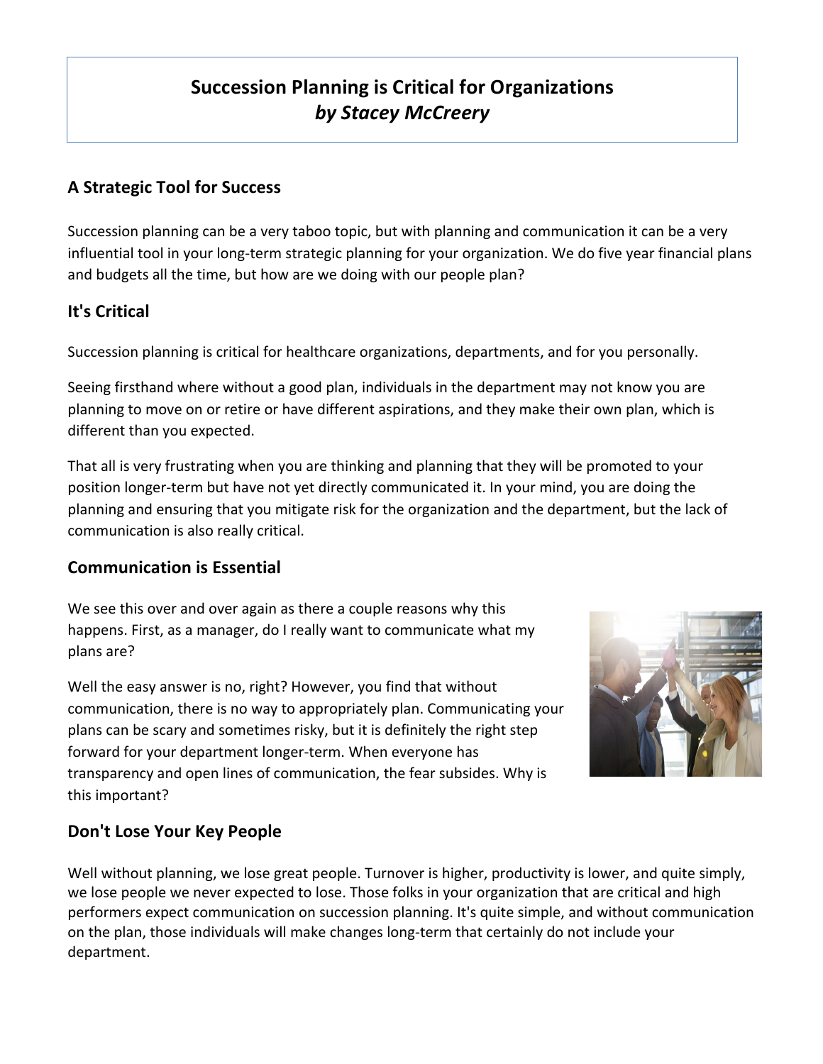# Succession Planning is Critical for Organizations
## *by Stacey McCreery*

### A Strategic Tool for Success

Succession planning can be a very taboo topic, but with planning and communication it can be a very influential tool in your long-term strategic planning for your organization. We do five year financial plans and budgets all the time, but how are we doing with our people plan?

### It's Critical

Succession planning is critical for healthcare organizations, departments, and for you personally.

Seeing firsthand where without a good plan, individuals in the department may not know you are planning to move on or retire or have different aspirations, and they make their own plan, which is different than you expected.

That all is very frustrating when you are thinking and planning that they will be promoted to your position longer-term but have not yet directly communicated it. In your mind, you are doing the planning and ensuring that you mitigate risk for the organization and the department, but the lack of communication is also really critical.

### Communication is Essential

We see this over and over again as there a couple reasons why this happens. First, as a manager, do I really want to communicate what my plans are?

Well the easy answer is no, right? However, you find that without communication, there is no way to appropriately plan. Communicating your plans can be scary and sometimes risky, but it is definitely the right step forward for your department longer-term. When everyone has transparency and open lines of communication, the fear subsides. Why is this important?

### Don't Lose Your Key People

Well without planning, we lose great people. Turnover is higher, productivity is lower, and quite simply, we lose people we never expected to lose. Those folks in your organization that are critical and high performers expect communication on succession planning. It's quite simple, and without communication on the plan, those individuals will make changes long-term that certainly do not include your department.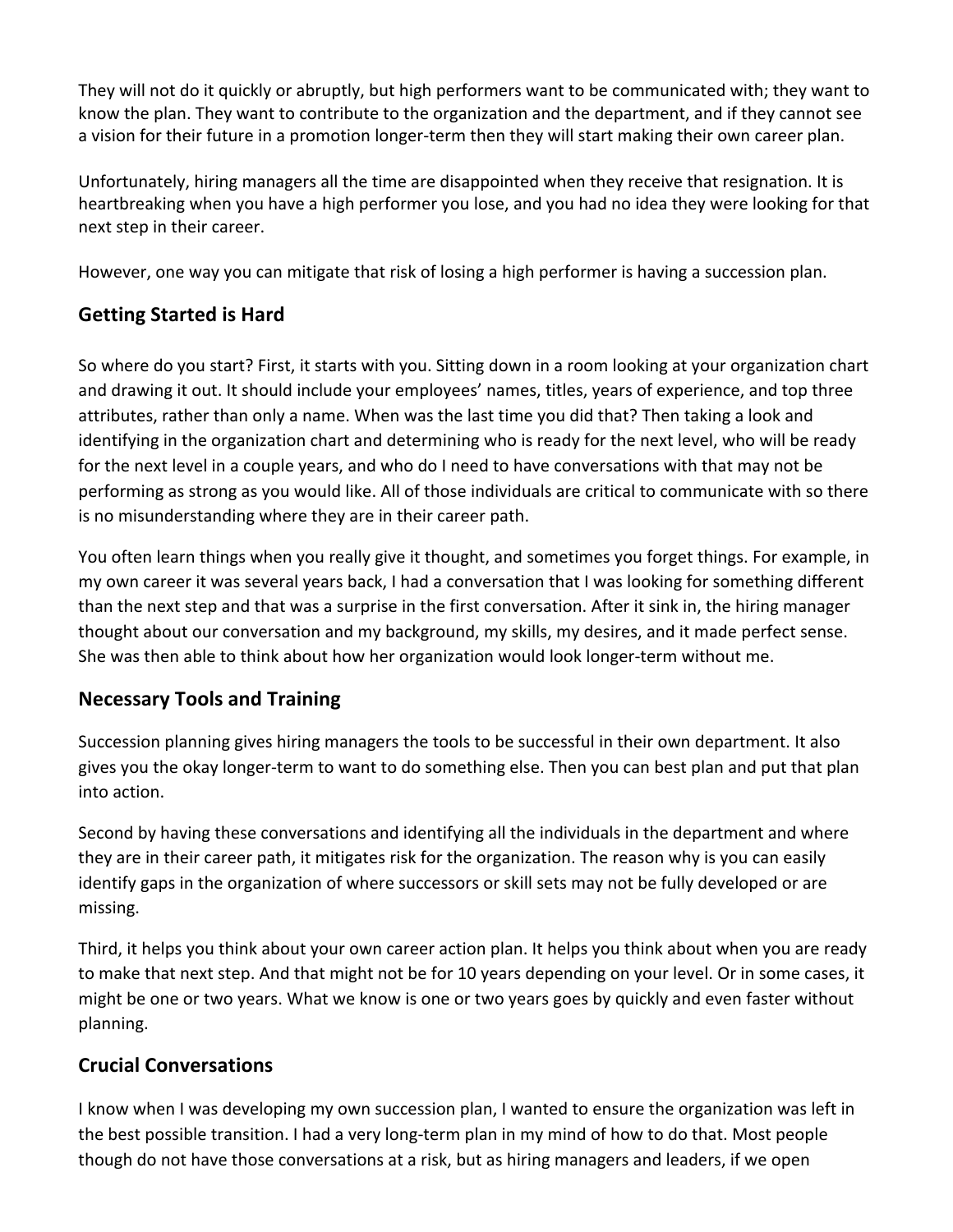They will not do it quickly or abruptly, but high performers want to be communicated with; they want to know the plan. They want to contribute to the organization and the department, and if they cannot see a vision for their future in a promotion longer-term then they will start making their own career plan.

Unfortunately, hiring managers all the time are disappointed when they receive that resignation. It is heartbreaking when you have a high performer you lose, and you had no idea they were looking for that next step in their career.

However, one way you can mitigate that risk of losing a high performer is having a succession plan.

## Getting Started is Hard

So where do you start? First, it starts with you. Sitting down in a room looking at your organization chart and drawing it out. It should include your employees' names, titles, years of experience, and top three attributes, rather than only a name. When was the last time you did that? Then taking a look and identifying in the organization chart and determining who is ready for the next level, who will be ready for the next level in a couple years, and who do I need to have conversations with that may not be performing as strong as you would like. All of those individuals are critical to communicate with so there is no misunderstanding where they are in their career path.

You often learn things when you really give it thought, and sometimes you forget things. For example, in my own career it was several years back, I had a conversation that I was looking for something different than the next step and that was a surprise in the first conversation. After it sink in, the hiring manager thought about our conversation and my background, my skills, my desires, and it made perfect sense. She was then able to think about how her organization would look longer-term without me.

## Necessary Tools and Training

Succession planning gives hiring managers the tools to be successful in their own department. It also gives you the okay longer-term to want to do something else. Then you can best plan and put that plan into action.

Second by having these conversations and identifying all the individuals in the department and where they are in their career path, it mitigates risk for the organization. The reason why is you can easily identify gaps in the organization of where successors or skill sets may not be fully developed or are missing.

Third, it helps you think about your own career action plan. It helps you think about when you are ready to make that next step. And that might not be for 10 years depending on your level. Or in some cases, it might be one or two years. What we know is one or two years goes by quickly and even faster without planning.

## Crucial Conversations

I know when I was developing my own succession plan, I wanted to ensure the organization was left in the best possible transition. I had a very long-term plan in my mind of how to do that. Most people though do not have those conversations at a risk, but as hiring managers and leaders, if we open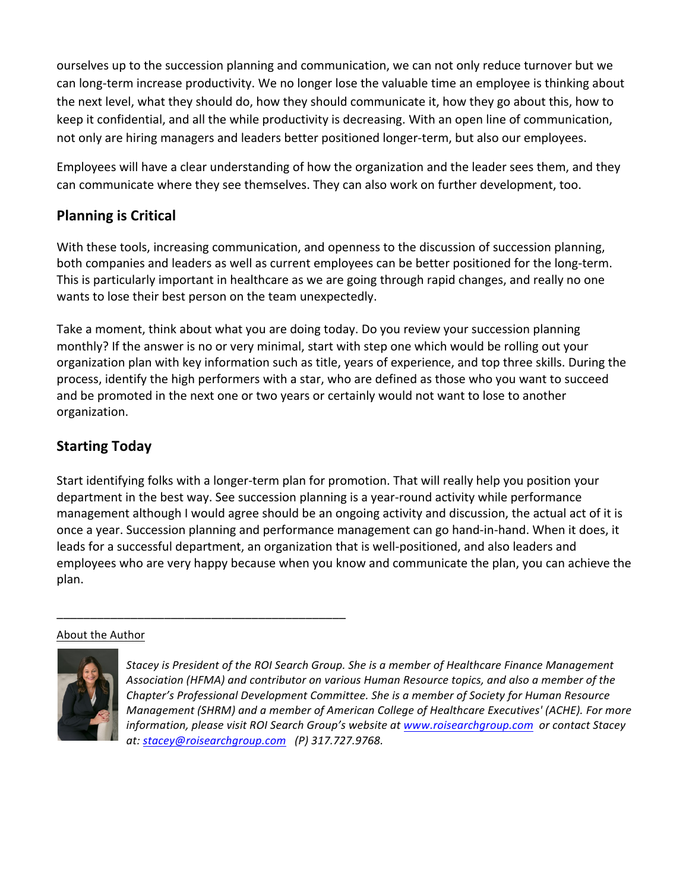ourselves up to the succession planning and communication, we can not only reduce turnover but we can long-term increase productivity. We no longer lose the valuable time an employee is thinking about the next level, what they should do, how they should communicate it, how they go about this, how to keep it confidential, and all the while productivity is decreasing. With an open line of communication, not only are hiring managers and leaders better positioned longer-term, but also our employees.

Employees will have a clear understanding of how the organization and the leader sees them, and they can communicate where they see themselves. They can also work on further development, too.

## Planning is Critical

With these tools, increasing communication, and openness to the discussion of succession planning, both companies and leaders as well as current employees can be better positioned for the long-term. This is particularly important in healthcare as we are going through rapid changes, and really no one wants to lose their best person on the team unexpectedly.

Take a moment, think about what you are doing today. Do you review your succession planning monthly? If the answer is no or very minimal, start with step one which would be rolling out your organization plan with key information such as title, years of experience, and top three skills. During the process, identify the high performers with a star, who are defined as those who you want to succeed and be promoted in the next one or two years or certainly would not want to lose to another organization.

## Starting Today

Start identifying folks with a longer-term plan for promotion. That will really help you position your department in the best way. See succession planning is a year-round activity while performance management although I would agree should be an ongoing activity and discussion, the actual act of it is once a year. Succession planning and performance management can go hand-in-hand. When it does, it leads for a successful department, an organization that is well-positioned, and also leaders and employees who are very happy because when you know and communicate the plan, you can achieve the plan.

---

About the Author

*Stacey is President of the ROI Search Group. She is a member of Healthcare Finance Management Association (HFMA) and contributor on various Human Resource topics, and also a member of the Chapter's Professional Development Committee. She is a member of Society for Human Resource Management (SHRM) and a member of American College of Healthcare Executives' (ACHE). For more information, please visit ROI Search Group's website at www.roisearchgroup.com or contact Stacey at: stacey@roisearchgroup.com (P) 317.727.9768.*